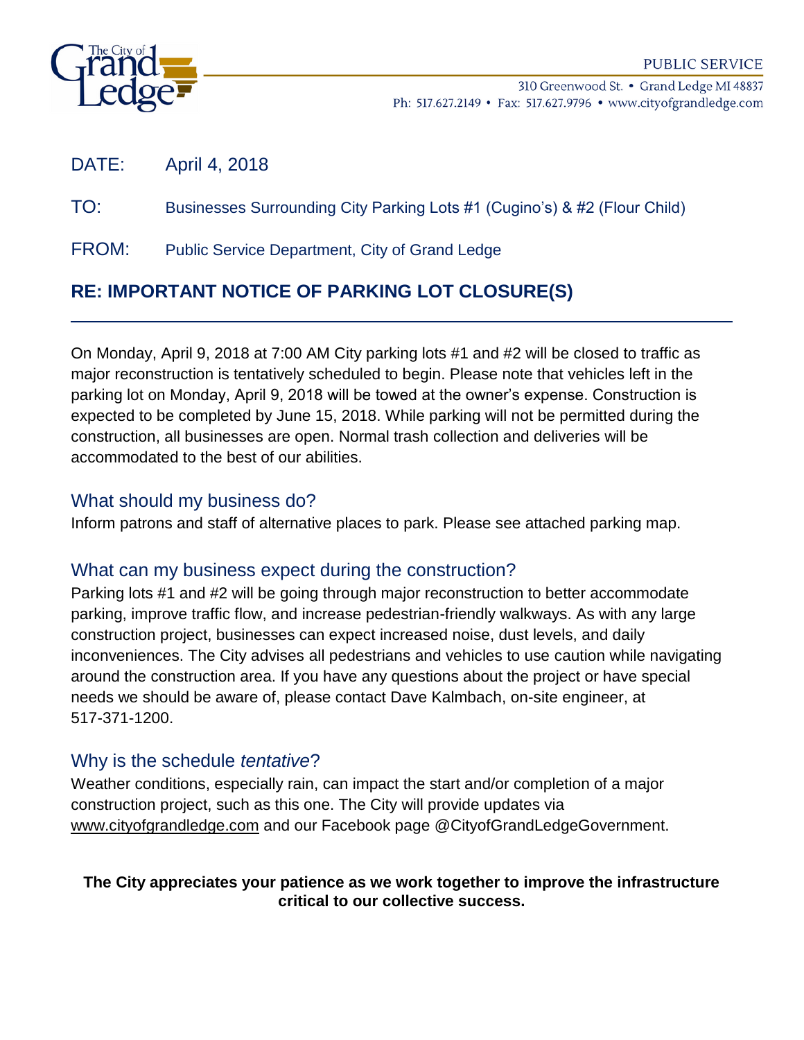The City of Grand Ledge

PUBLIC SERVICE

310 Greenwood St. • Grand Ledge MI 48837
Ph: 517.627.2149 • Fax: 517.627.9796 • www.cityofgrandledge.com

DATE: April 4, 2018

TO: Businesses Surrounding City Parking Lots #1 (Cugino's) & #2 (Flour Child)

FROM: Public Service Department, City of Grand Ledge

## RE: IMPORTANT NOTICE OF PARKING LOT CLOSURE(S)

---

On Monday, April 9, 2018 at 7:00 AM City parking lots #1 and #2 will be closed to traffic as major reconstruction is tentatively scheduled to begin. Please note that vehicles left in the parking lot on Monday, April 9, 2018 will be towed at the owner's expense. Construction is expected to be completed by June 15, 2018. While parking will not be permitted during the construction, all businesses are open. Normal trash collection and deliveries will be accommodated to the best of our abilities.

### What should my business do?

Inform patrons and staff of alternative places to park. Please see attached parking map.

### What can my business expect during the construction?

Parking lots #1 and #2 will be going through major reconstruction to better accommodate parking, improve traffic flow, and increase pedestrian-friendly walkways. As with any large construction project, businesses can expect increased noise, dust levels, and daily inconveniences. The City advises all pedestrians and vehicles to use caution while navigating around the construction area. If you have any questions about the project or have special needs we should be aware of, please contact Dave Kalmbach, on-site engineer, at 517-371-1200.

### Why is the schedule *tentative*?

Weather conditions, especially rain, can impact the start and/or completion of a major construction project, such as this one. The City will provide updates via www.cityofgrandledge.com and our Facebook page @CityofGrandLedgeGovernment.

**The City appreciates your patience as we work together to improve the infrastructure critical to our collective success.**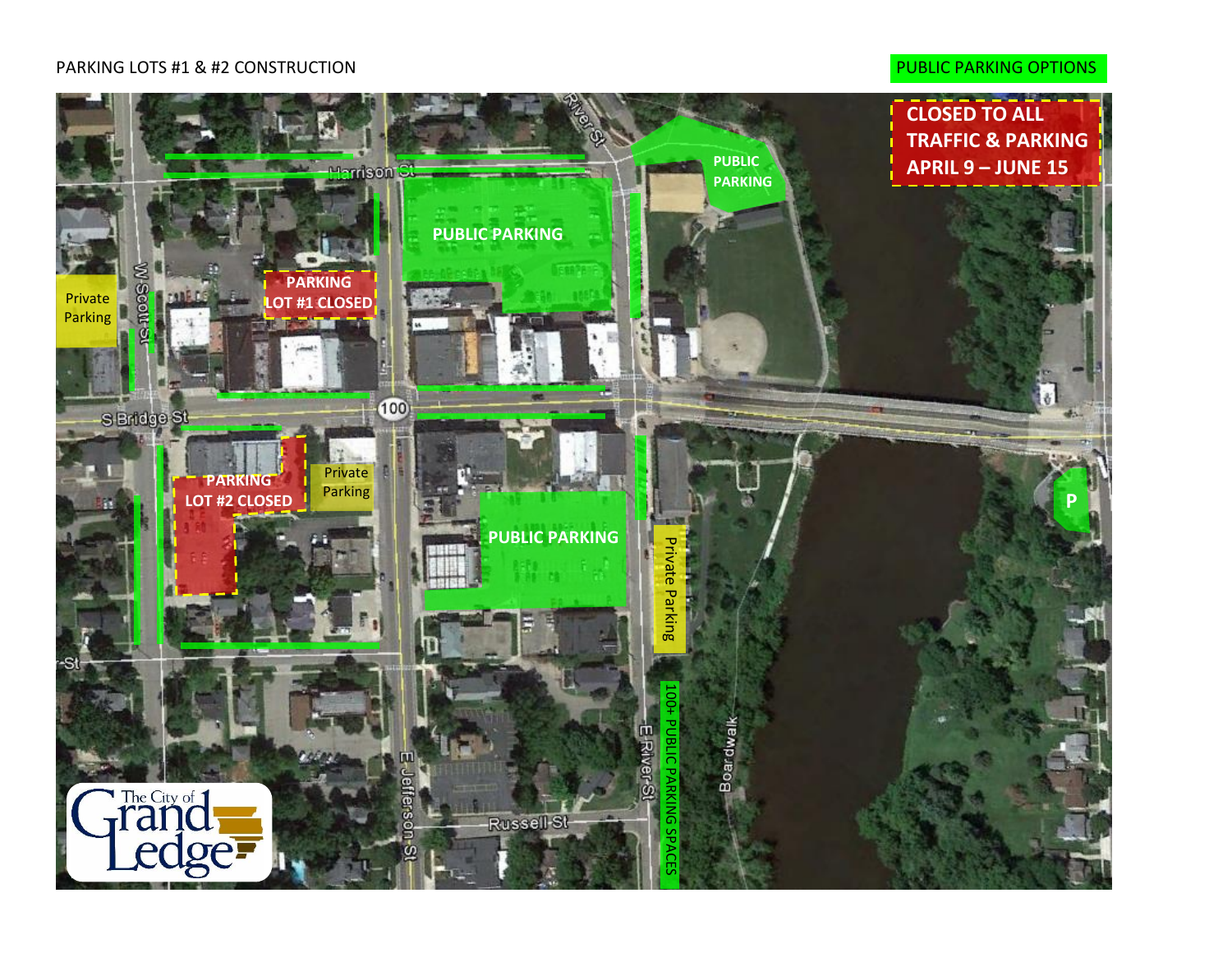PARKING LOTS #1 & #2 CONSTRUCTION

PUBLIC PARKING OPTIONS

CLOSED TO ALL TRAFFIC & PARKING APRIL 9 – JUNE 15

PUBLIC PARKING

PUBLIC PARKING

PARKING LOT #1 CLOSED

Private Parking

W Scott St

Harrison St

River St

S Bridge St

100

PARKING LOT #2 CLOSED

Private Parking

PUBLIC PARKING

Private Parking

P

100+ PUBLIC PARKING SPACES

E River St

Boardwalk

E Jefferson St

Russell St

St

The City of Grand Ledge